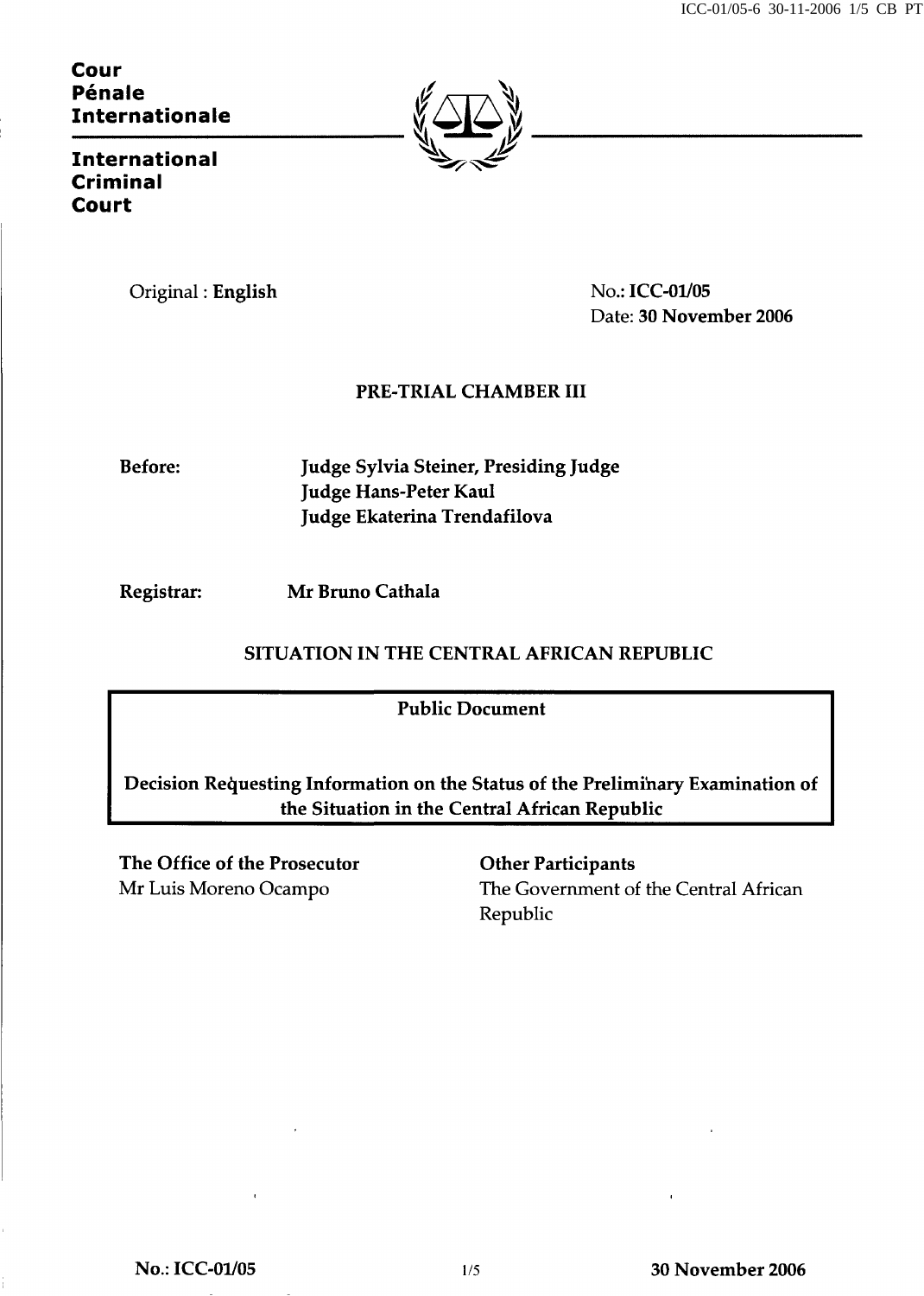**Cour Pénale Internationale**

**International Criminal Court**

Original : **English**

No.: **ICC-01/05**
Date: **30 November 2006**

**PRE-TRIAL CHAMBER III**

**Before:** **Judge Sylvia Steiner, Presiding Judge**
**Judge Hans-Peter Kaul**
**Judge Ekaterina Trendafilova**

**Registrar:** **Mr Bruno Cathala**

**SITUATION IN THE CENTRAL AFRICAN REPUBLIC**

**Public Document**

**Decision Requesting Information on the Status of the Preliminary Examination of the Situation in the Central African Republic**

**The Office of the Prosecutor**
Mr Luis Moreno Ocampo

**Other Participants**
The Government of the Central African Republic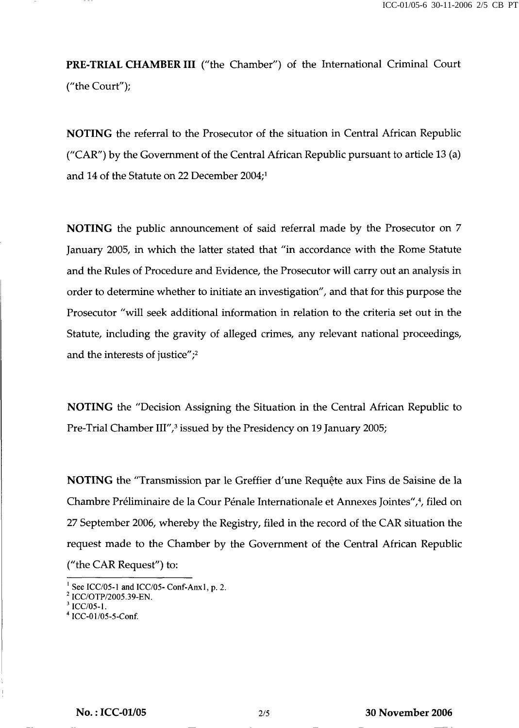**PRE-TRIAL CHAMBER III** ("the Chamber") of the International Criminal Court ("the Court");

**NOTING** the referral to the Prosecutor of the situation in Central African Republic ("CAR") by the Government of the Central African Republic pursuant to article 13 (a) and 14 of the Statute on 22 December 2004;[1]

**NOTING** the public announcement of said referral made by the Prosecutor on 7 January 2005, in which the latter stated that "in accordance with the Rome Statute and the Rules of Procedure and Evidence, the Prosecutor will carry out an analysis in order to determine whether to initiate an investigation", and that for this purpose the Prosecutor "will seek additional information in relation to the criteria set out in the Statute, including the gravity of alleged crimes, any relevant national proceedings, and the interests of justice";[2]

**NOTING** the "Decision Assigning the Situation in the Central African Republic to Pre-Trial Chamber III",[3] issued by the Presidency on 19 January 2005;

**NOTING** the "Transmission par le Greffier d'une Requête aux Fins de Saisine de la Chambre Préliminaire de la Cour Pénale Internationale et Annexes Jointes",[4], filed on 27 September 2006, whereby the Registry, filed in the record of the CAR situation the request made to the Chamber by the Government of the Central African Republic ("the CAR Request") to:

---

[1] See ICC/05-1 and ICC/05- Conf-Anx1, p. 2.
[2] ICC/OTP/2005.39-EN.
[3] ICC/05-1.
[4] ICC-01/05-5-Conf.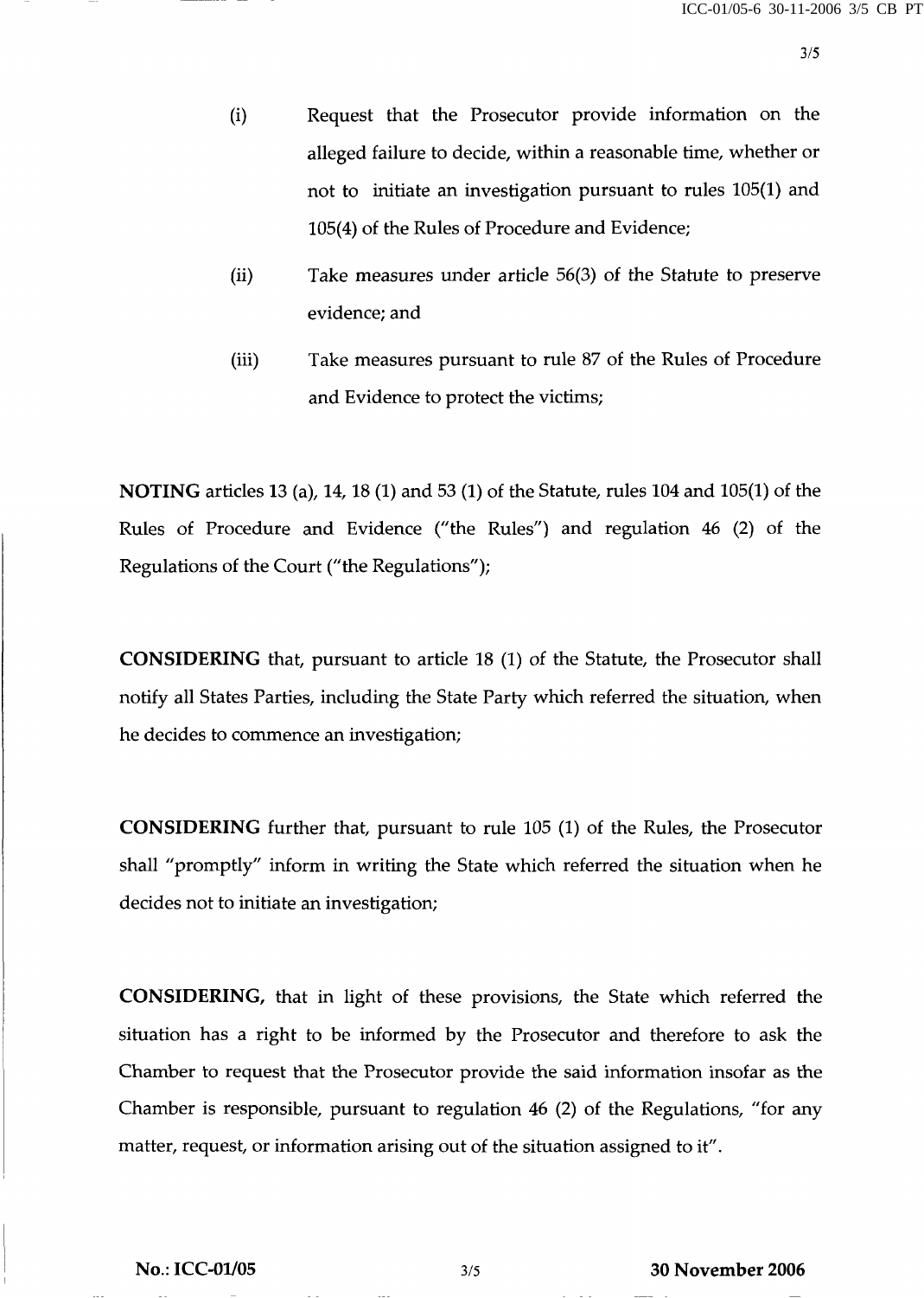(i) Request that the Prosecutor provide information on the alleged failure to decide, within a reasonable time, whether or not to initiate an investigation pursuant to rules 105(1) and 105(4) of the Rules of Procedure and Evidence;

(ii) Take measures under article 56(3) of the Statute to preserve evidence; and

(iii) Take measures pursuant to rule 87 of the Rules of Procedure and Evidence to protect the victims;

**NOTING** articles 13 (a), 14, 18 (1) and 53 (1) of the Statute, rules 104 and 105(1) of the Rules of Procedure and Evidence ("the Rules") and regulation 46 (2) of the Regulations of the Court ("the Regulations");

**CONSIDERING** that, pursuant to article 18 (1) of the Statute, the Prosecutor shall notify all States Parties, including the State Party which referred the situation, when he decides to commence an investigation;

**CONSIDERING** further that, pursuant to rule 105 (1) of the Rules, the Prosecutor shall "promptly" inform in writing the State which referred the situation when he decides not to initiate an investigation;

**CONSIDERING,** that in light of these provisions, the State which referred the situation has a right to be informed by the Prosecutor and therefore to ask the Chamber to request that the Prosecutor provide the said information insofar as the Chamber is responsible, pursuant to regulation 46 (2) of the Regulations, "for any matter, request, or information arising out of the situation assigned to it".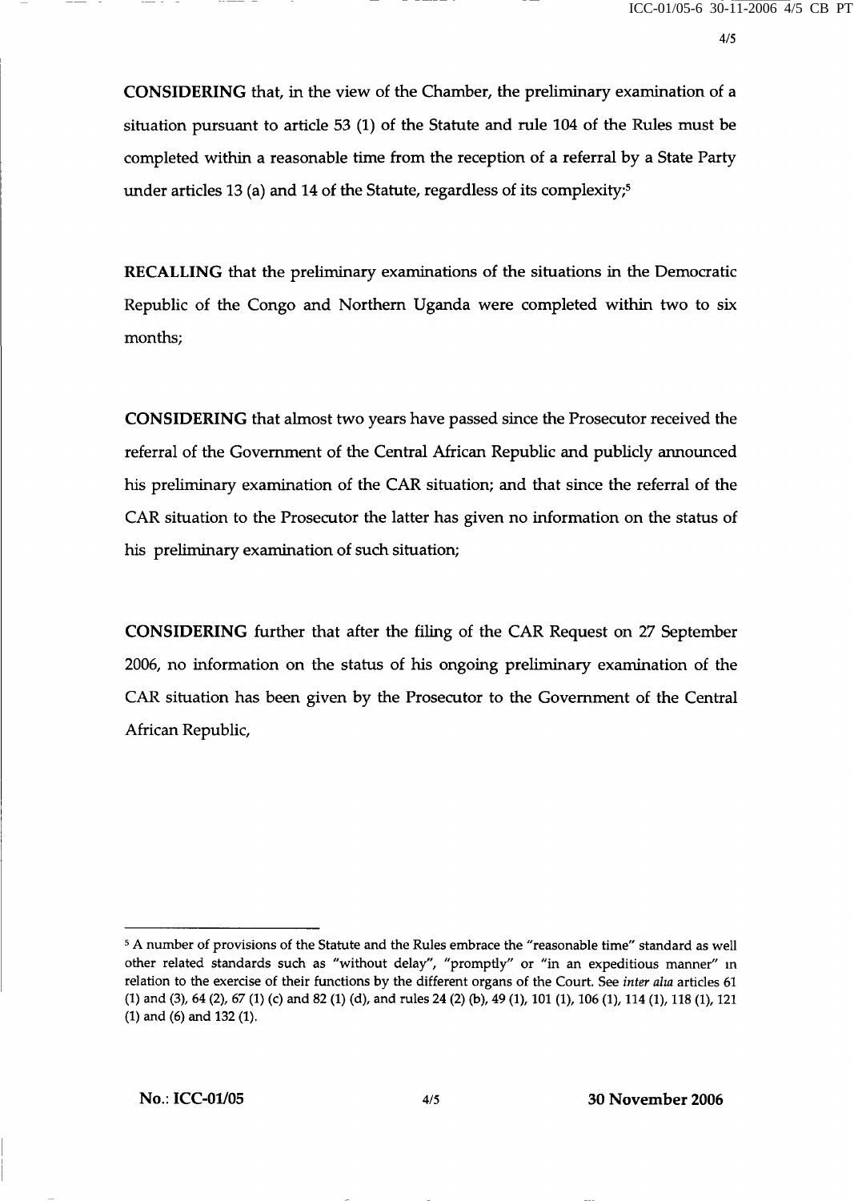**CONSIDERING** that, in the view of the Chamber, the preliminary examination of a situation pursuant to article 53 (1) of the Statute and rule 104 of the Rules must be completed within a reasonable time from the reception of a referral by a State Party under articles 13 (a) and 14 of the Statute, regardless of its complexity;[5]

**RECALLING** that the preliminary examinations of the situations in the Democratic Republic of the Congo and Northern Uganda were completed within two to six months;

**CONSIDERING** that almost two years have passed since the Prosecutor received the referral of the Government of the Central African Republic and publicly announced his preliminary examination of the CAR situation; and that since the referral of the CAR situation to the Prosecutor the latter has given no information on the status of his preliminary examination of such situation;

**CONSIDERING** further that after the filing of the CAR Request on 27 September 2006, no information on the status of his ongoing preliminary examination of the CAR situation has been given by the Prosecutor to the Government of the Central African Republic,

---

[5] A number of provisions of the Statute and the Rules embrace the "reasonable time" standard as well other related standards such as "without delay", "promptly" or "in an expeditious manner" in relation to the exercise of their functions by the different organs of the Court. See *inter alia* articles 61 (1) and (3), 64 (2), 67 (1) (c) and 82 (1) (d), and rules 24 (2) (b), 49 (1), 101 (1), 106 (1), 114 (1), 118 (1), 121 (1) and (6) and 132 (1).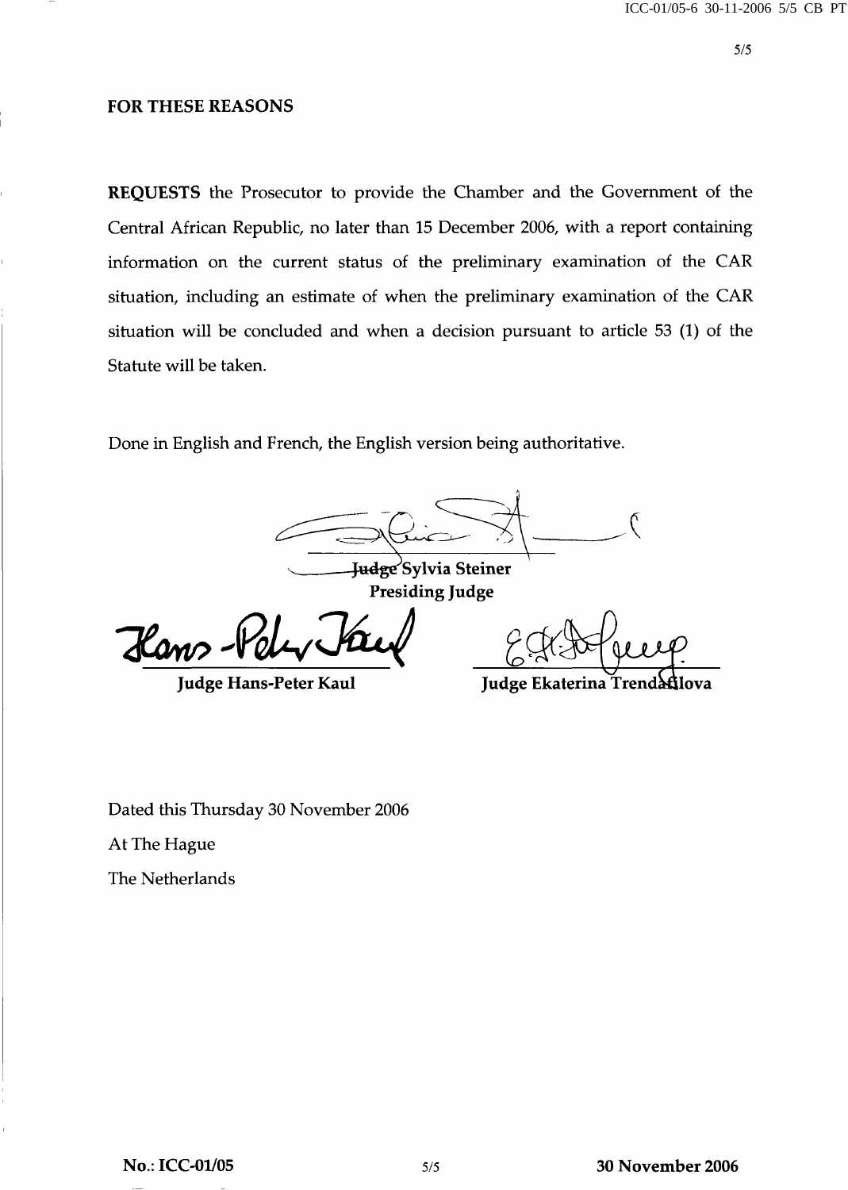**FOR THESE REASONS**

**REQUESTS** the Prosecutor to provide the Chamber and the Government of the Central African Republic, no later than 15 December 2006, with a report containing information on the current status of the preliminary examination of the CAR situation, including an estimate of when the preliminary examination of the CAR situation will be concluded and when a decision pursuant to article 53 (1) of the Statute will be taken.

Done in English and French, the English version being authoritative.

**Judge Sylvia Steiner**
**Presiding Judge**

**Judge Hans-Peter Kaul**

**Judge Ekaterina Trendafilova**

Dated this Thursday 30 November 2006

At The Hague

The Netherlands